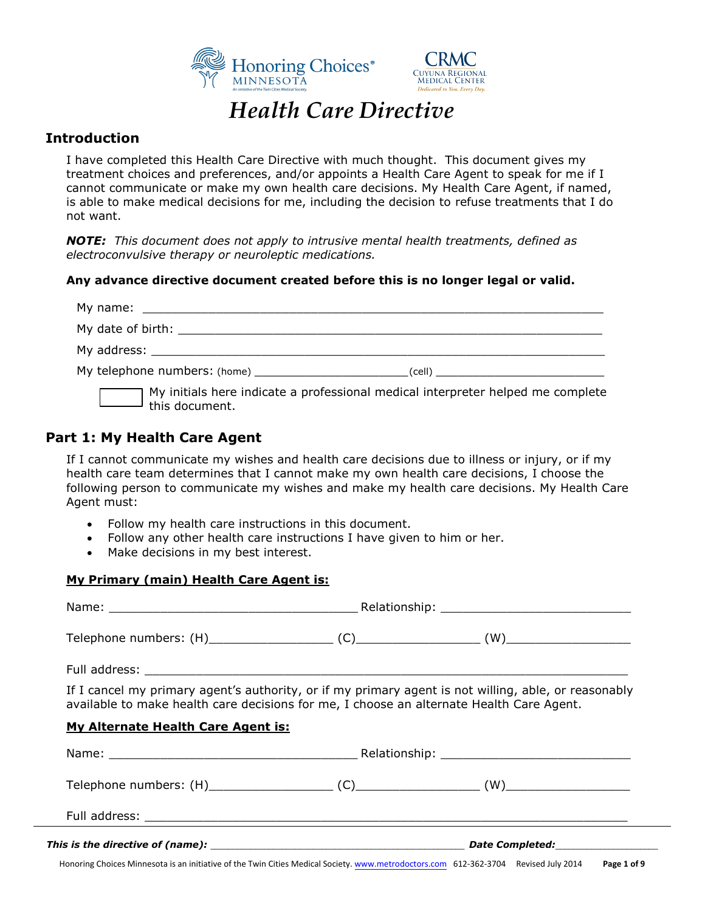# Health Care Directive

## Introduction

I have completed this Health Care Directive with much thought. This document gives my treatment choices and preferences, and/or appoints a Health Care Agent to speak for me if I cannot communicate or make my own health care decisions. My Health Care Agent, if named, is able to make medical decisions for me, including the decision to refuse treatments that I do not want.

***NOTE:*** *This document does not apply to intrusive mental health treatments, defined as electroconvulsive therapy or neuroleptic medications.*

**Any advance directive document created before this is no longer legal or valid.**

My name: ___________________________________________________________________

My date of birth: ______________________________________________________________

My address: __________________________________________________________________

My telephone numbers: (home) ______________________(cell) _________________________

☐ My initials here indicate a professional medical interpreter helped me complete this document.

## Part 1: My Health Care Agent

If I cannot communicate my wishes and health care decisions due to illness or injury, or if my health care team determines that I cannot make my own health care decisions, I choose the following person to communicate my wishes and make my health care decisions. My Health Care Agent must:

- Follow my health care instructions in this document.
- Follow any other health care instructions I have given to him or her.
- Make decisions in my best interest.

**My Primary (main) Health Care Agent is:**

Name: ___________________________________ Relationship: ___________________________

Telephone numbers: (H)_________________ (C)_________________ (W)_________________

Full address: _______________________________________________________________________

If I cancel my primary agent's authority, or if my primary agent is not willing, able, or reasonably available to make health care decisions for me, I choose an alternate Health Care Agent.

**My Alternate Health Care Agent is:**

Name: ___________________________________ Relationship: ___________________________

Telephone numbers: (H)_________________ (C)_________________ (W)_________________

Full address: _______________________________________________________________________

***This is the directive of (name):*** ________________________________________ ***Date Completed:***________________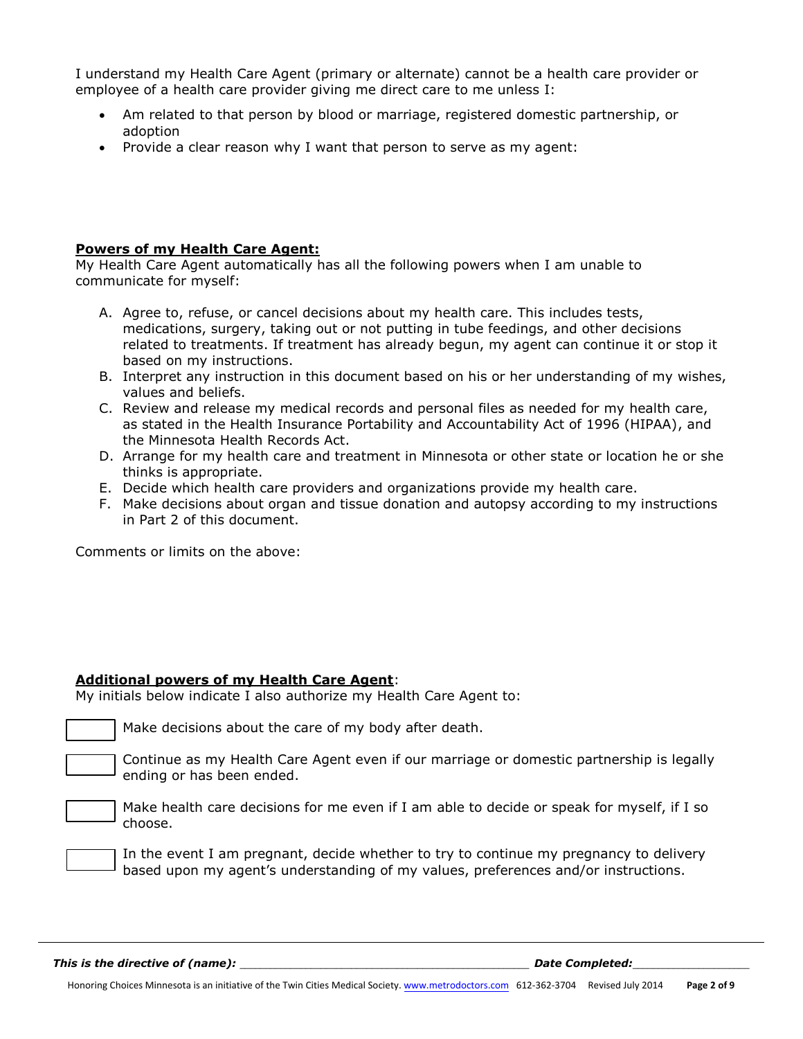I understand my Health Care Agent (primary or alternate) cannot be a health care provider or employee of a health care provider giving me direct care to me unless I:

- Am related to that person by blood or marriage, registered domestic partnership, or adoption
- Provide a clear reason why I want that person to serve as my agent:

**Powers of my Health Care Agent:**

My Health Care Agent automatically has all the following powers when I am unable to communicate for myself:

A. Agree to, refuse, or cancel decisions about my health care. This includes tests, medications, surgery, taking out or not putting in tube feedings, and other decisions related to treatments. If treatment has already begun, my agent can continue it or stop it based on my instructions.
B. Interpret any instruction in this document based on his or her understanding of my wishes, values and beliefs.
C. Review and release my medical records and personal files as needed for my health care, as stated in the Health Insurance Portability and Accountability Act of 1996 (HIPAA), and the Minnesota Health Records Act.
D. Arrange for my health care and treatment in Minnesota or other state or location he or she thinks is appropriate.
E. Decide which health care providers and organizations provide my health care.
F. Make decisions about organ and tissue donation and autopsy according to my instructions in Part 2 of this document.

Comments or limits on the above:

**Additional powers of my Health Care Agent**:

My initials below indicate I also authorize my Health Care Agent to:

☐ Make decisions about the care of my body after death.

☐ Continue as my Health Care Agent even if our marriage or domestic partnership is legally ending or has been ended.

☐ Make health care decisions for me even if I am able to decide or speak for myself, if I so choose.

☐ In the event I am pregnant, decide whether to try to continue my pregnancy to delivery based upon my agent's understanding of my values, preferences and/or instructions.

***This is the directive of (name):*** ________________________________________ ***Date Completed:***________________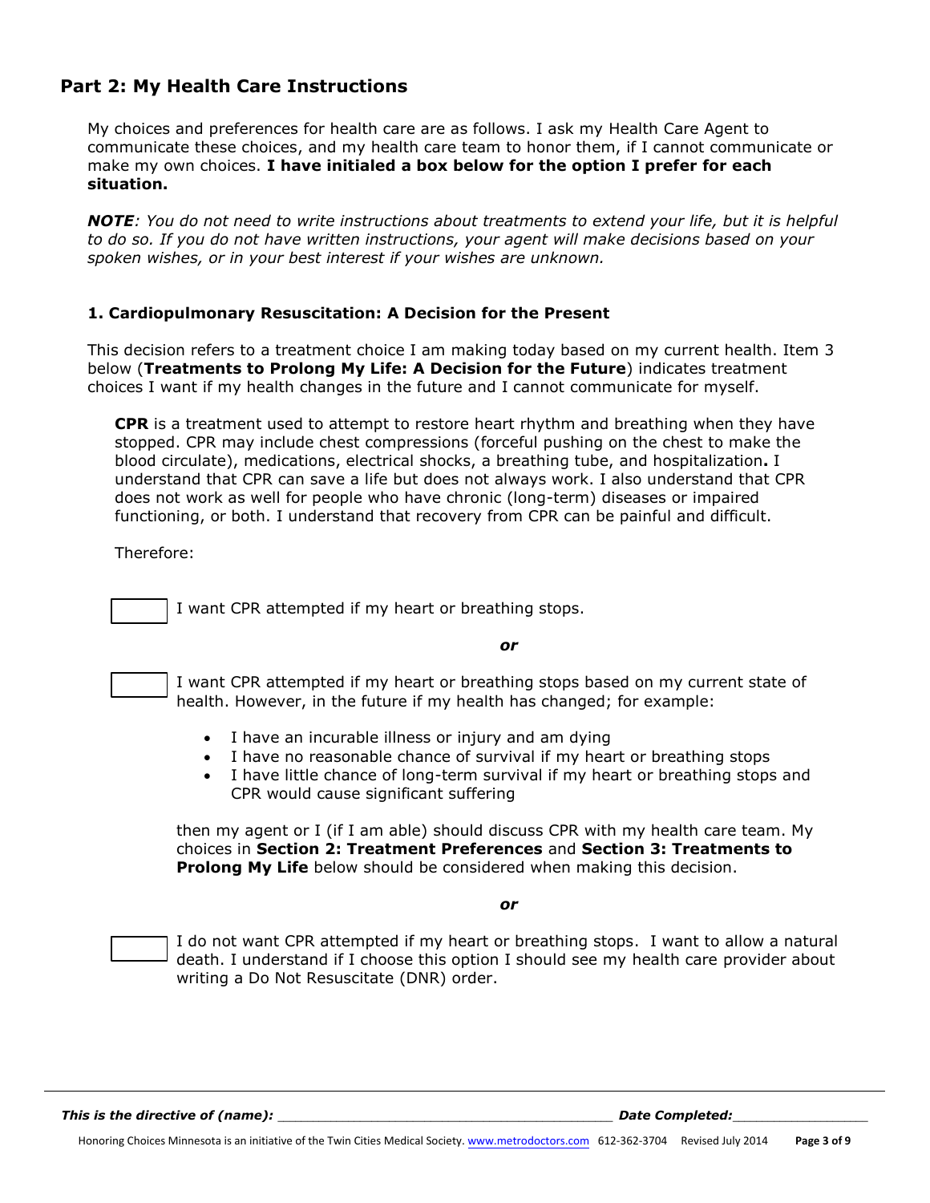## Part 2: My Health Care Instructions

My choices and preferences for health care are as follows. I ask my Health Care Agent to communicate these choices, and my health care team to honor them, if I cannot communicate or make my own choices. **I have initialed a box below for the option I prefer for each situation.**

***NOTE****: You do not need to write instructions about treatments to extend your life, but it is helpful to do so. If you do not have written instructions, your agent will make decisions based on your spoken wishes, or in your best interest if your wishes are unknown.*

### 1. Cardiopulmonary Resuscitation: A Decision for the Present

This decision refers to a treatment choice I am making today based on my current health. Item 3 below (**Treatments to Prolong My Life: A Decision for the Future**) indicates treatment choices I want if my health changes in the future and I cannot communicate for myself.

**CPR** is a treatment used to attempt to restore heart rhythm and breathing when they have stopped. CPR may include chest compressions (forceful pushing on the chest to make the blood circulate), medications, electrical shocks, a breathing tube, and hospitalization**.** I understand that CPR can save a life but does not always work. I also understand that CPR does not work as well for people who have chronic (long-term) diseases or impaired functioning, or both. I understand that recovery from CPR can be painful and difficult.

Therefore:

☐ I want CPR attempted if my heart or breathing stops.

***or***

☐ I want CPR attempted if my heart or breathing stops based on my current state of health. However, in the future if my health has changed; for example:

- I have an incurable illness or injury and am dying
- I have no reasonable chance of survival if my heart or breathing stops
- I have little chance of long-term survival if my heart or breathing stops and CPR would cause significant suffering

then my agent or I (if I am able) should discuss CPR with my health care team. My choices in **Section 2: Treatment Preferences** and **Section 3: Treatments to Prolong My Life** below should be considered when making this decision.

***or***

☐ I do not want CPR attempted if my heart or breathing stops. I want to allow a natural death. I understand if I choose this option I should see my health care provider about writing a Do Not Resuscitate (DNR) order.

***This is the directive of (name):*** ________________________________________ ***Date Completed:***________________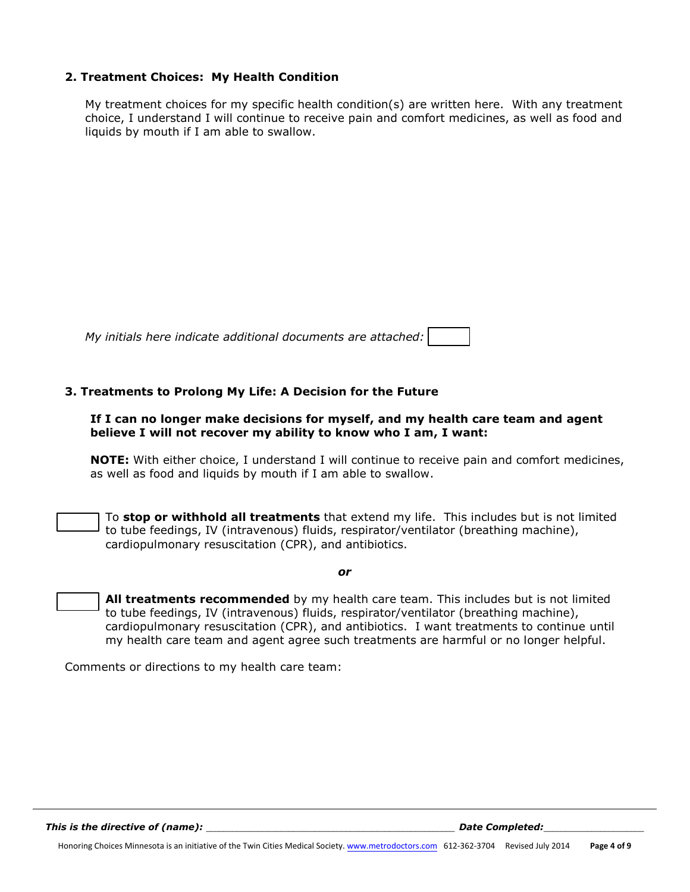## 2. Treatment Choices: My Health Condition

My treatment choices for my specific health condition(s) are written here. With any treatment choice, I understand I will continue to receive pain and comfort medicines, as well as food and liquids by mouth if I am able to swallow.

*My initials here indicate additional documents are attached:* ☐

## 3. Treatments to Prolong My Life: A Decision for the Future

**If I can no longer make decisions for myself, and my health care team and agent believe I will not recover my ability to know who I am, I want:**

**NOTE:** With either choice, I understand I will continue to receive pain and comfort medicines, as well as food and liquids by mouth if I am able to swallow.

☐ To **stop or withhold all treatments** that extend my life. This includes but is not limited to tube feedings, IV (intravenous) fluids, respirator/ventilator (breathing machine), cardiopulmonary resuscitation (CPR), and antibiotics.

***or***

☐ **All treatments recommended** by my health care team. This includes but is not limited to tube feedings, IV (intravenous) fluids, respirator/ventilator (breathing machine), cardiopulmonary resuscitation (CPR), and antibiotics. I want treatments to continue until my health care team and agent agree such treatments are harmful or no longer helpful.

Comments or directions to my health care team:

***This is the directive of (name):*** ___________________________________ ***Date Completed:***_______________

Honoring Choices Minnesota is an initiative of the Twin Cities Medical Society. www.metrodoctors.com 612-362-3704 Revised July 2014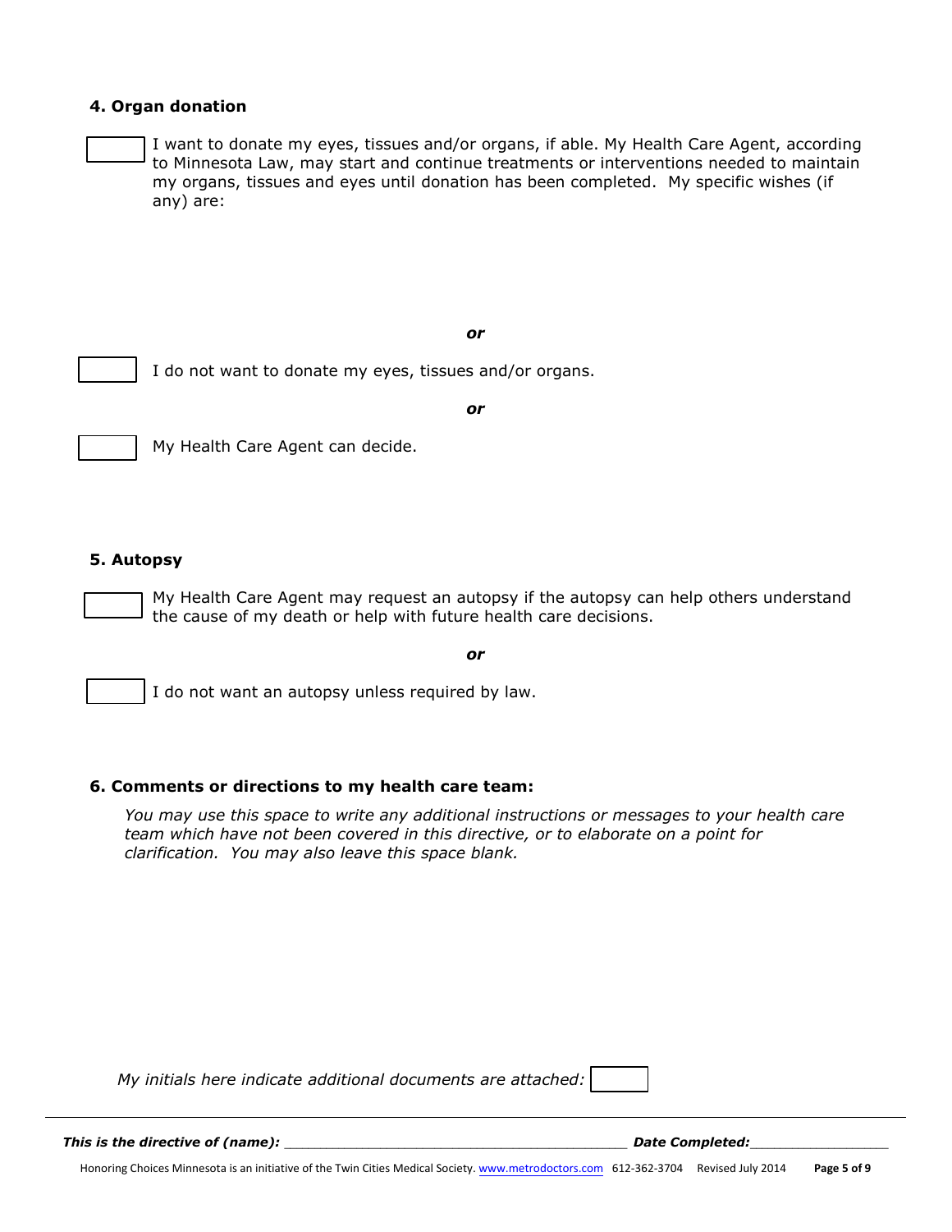**4. Organ donation**

☐ I want to donate my eyes, tissues and/or organs, if able. My Health Care Agent, according to Minnesota Law, may start and continue treatments or interventions needed to maintain my organs, tissues and eyes until donation has been completed. My specific wishes (if any) are:

***or***

☐ I do not want to donate my eyes, tissues and/or organs.

***or***

☐ My Health Care Agent can decide.

**5. Autopsy**

☐ My Health Care Agent may request an autopsy if the autopsy can help others understand the cause of my death or help with future health care decisions.

***or***

☐ I do not want an autopsy unless required by law.

**6. Comments or directions to my health care team:**

*You may use this space to write any additional instructions or messages to your health care team which have not been covered in this directive, or to elaborate on a point for clarification. You may also leave this space blank.*

*My initials here indicate additional documents are attached:* ☐

***This is the directive of (name):*** ___________________________________________ ***Date Completed:*** _________________

Honoring Choices Minnesota is an initiative of the Twin Cities Medical Society. www.metrodoctors.com 612-362-3704 Revised July 2014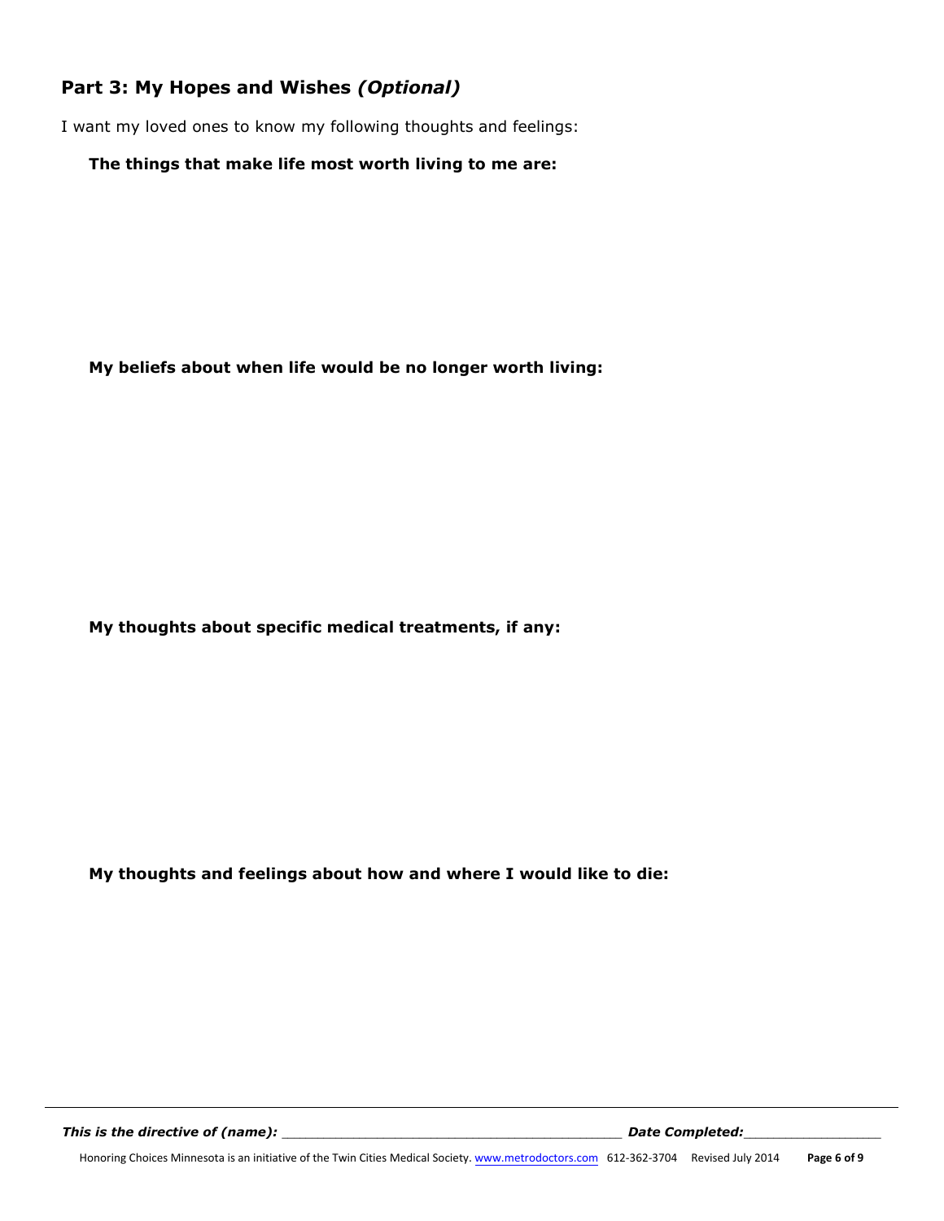## Part 3: My Hopes and Wishes *(Optional)*

I want my loved ones to know my following thoughts and feelings:

**The things that make life most worth living to me are:**

**My beliefs about when life would be no longer worth living:**

**My thoughts about specific medical treatments, if any:**

**My thoughts and feelings about how and where I would like to die:**

***This is the directive of (name):*** ____________________________________________ ***Date Completed:***__________________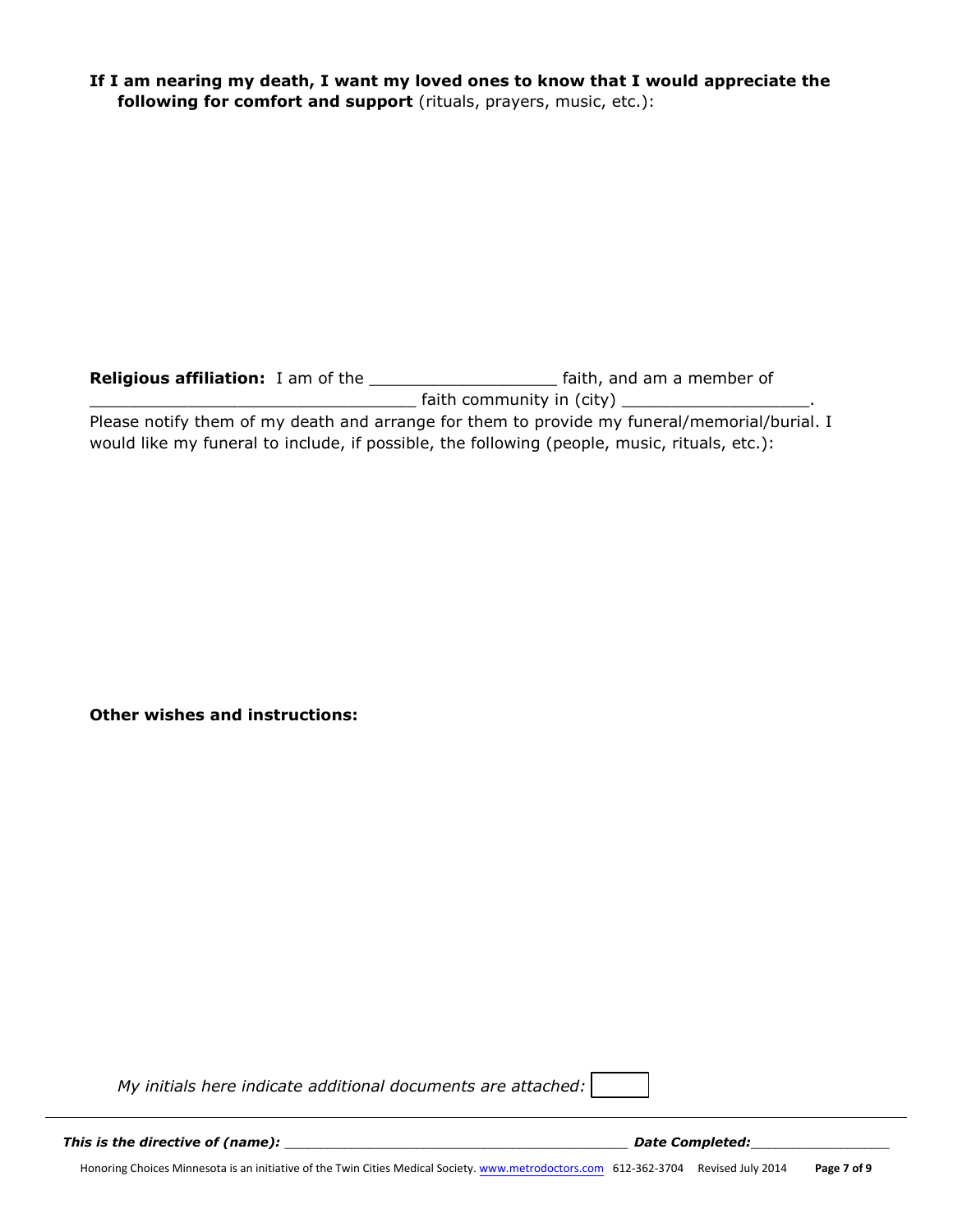**If I am nearing my death, I want my loved ones to know that I would appreciate the following for comfort and support** (rituals, prayers, music, etc.):

**Religious affiliation:** I am of the ___________________ faith, and am a member of _________________________________ faith community in (city) ___________________.
Please notify them of my death and arrange for them to provide my funeral/memorial/burial. I would like my funeral to include, if possible, the following (people, music, rituals, etc.):

**Other wishes and instructions:**

*My initials here indicate additional documents are attached:* [ ]

***This is the directive of (name):*** __________________________________________ ***Date Completed:***_________________

Honoring Choices Minnesota is an initiative of the Twin Cities Medical Society. www.metrodoctors.com 612-362-3704 Revised July 2014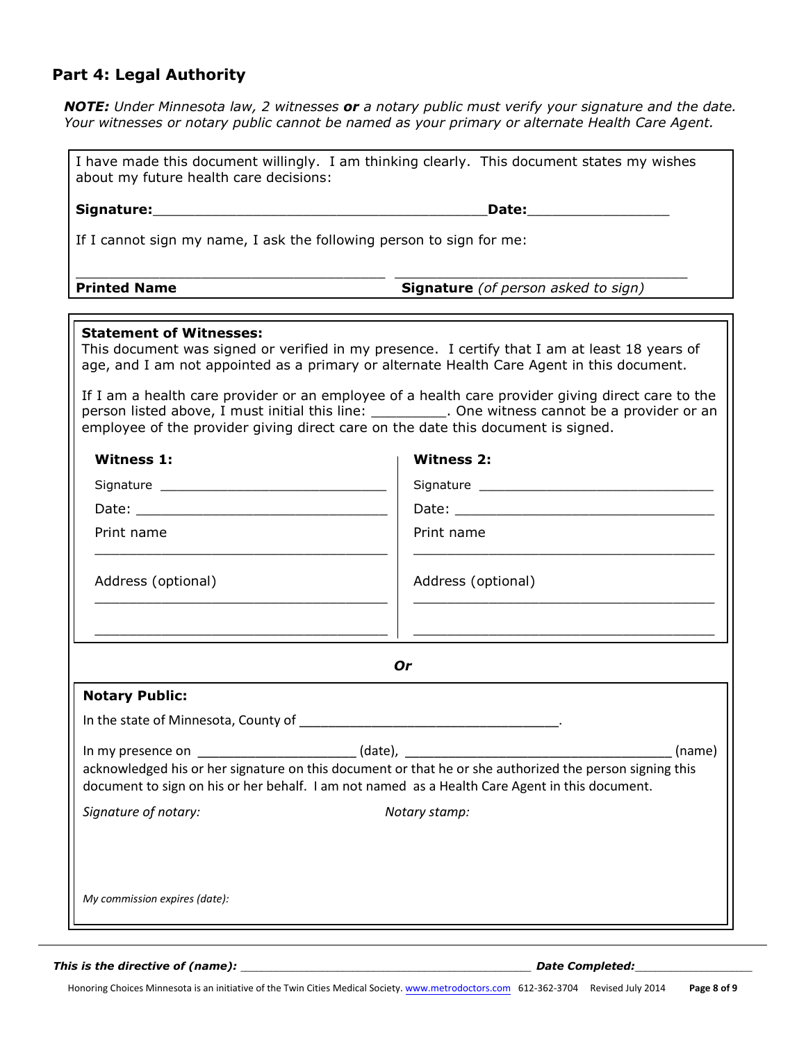## Part 4: Legal Authority

***NOTE:*** *Under Minnesota law, 2 witnesses* ***or*** *a notary public must verify your signature and the date. Your witnesses or notary public cannot be named as your primary or alternate Health Care Agent.*

I have made this document willingly. I am thinking clearly. This document states my wishes about my future health care decisions:

**Signature:**________________________________________**Date:**_________________

If I cannot sign my name, I ask the following person to sign for me:

_____________________________________ _____________________________________

**Printed Name** **Signature** *(of person asked to sign)*

**Statement of Witnesses:**

This document was signed or verified in my presence. I certify that I am at least 18 years of age, and I am not appointed as a primary or alternate Health Care Agent in this document.

If I am a health care provider or an employee of a health care provider giving direct care to the person listed above, I must initial this line: _________. One witness cannot be a provider or an employee of the provider giving direct care on the date this document is signed.

**Witness 1:**

Signature ______________________________

Date: _________________________________

Print name

_____________________________________

Address (optional)

_____________________________________

_____________________________________

**Witness 2:**

Signature ______________________________

Date: _________________________________

Print name

_____________________________________

Address (optional)

_____________________________________

_____________________________________

***Or***

**Notary Public:**

In the state of Minnesota, County of __________________________________.

In my presence on _____________________ (date), ___________________________________ (name) acknowledged his or her signature on this document or that he or she authorized the person signing this document to sign on his or her behalf. I am not named as a Health Care Agent in this document.

*Signature of notary:* *Notary stamp:*

*My commission expires (date):*

***This is the directive of (name):*** ________________________________________ ***Date Completed:***_________________

Honoring Choices Minnesota is an initiative of the Twin Cities Medical Society. www.metrodoctors.com 612-362-3704 Revised July 2014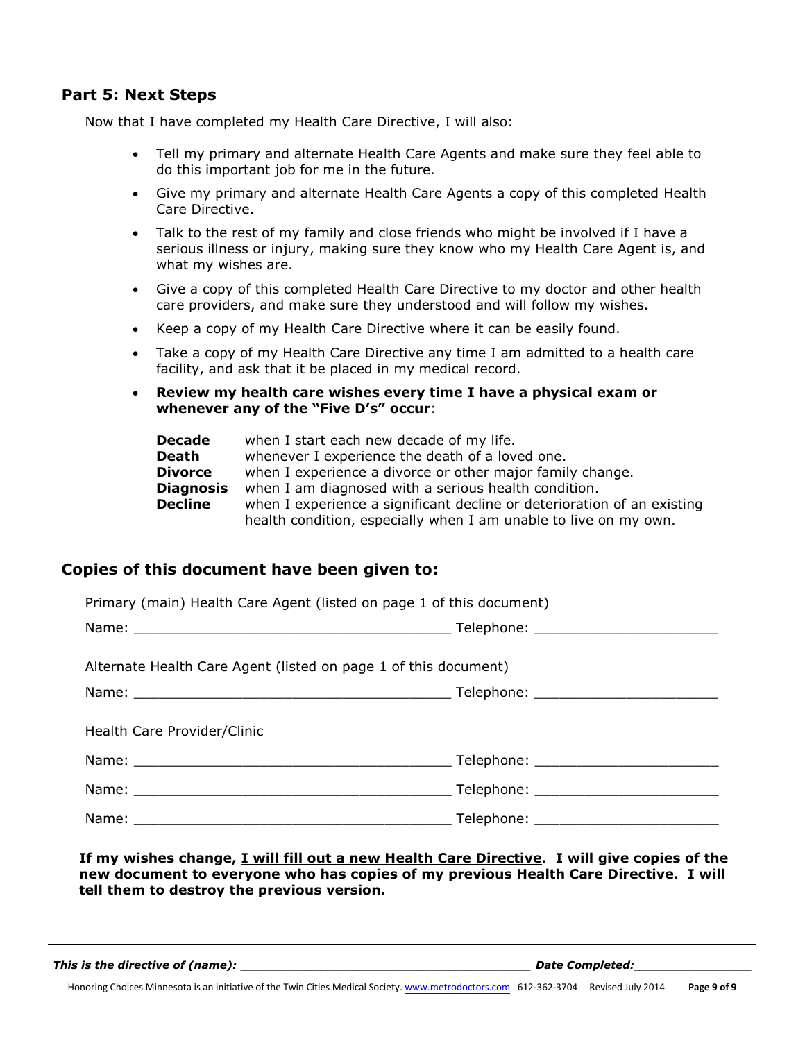## Part 5: Next Steps

Now that I have completed my Health Care Directive, I will also:

- Tell my primary and alternate Health Care Agents and make sure they feel able to do this important job for me in the future.
- Give my primary and alternate Health Care Agents a copy of this completed Health Care Directive.
- Talk to the rest of my family and close friends who might be involved if I have a serious illness or injury, making sure they know who my Health Care Agent is, and what my wishes are.
- Give a copy of this completed Health Care Directive to my doctor and other health care providers, and make sure they understood and will follow my wishes.
- Keep a copy of my Health Care Directive where it can be easily found.
- Take a copy of my Health Care Directive any time I am admitted to a health care facility, and ask that it be placed in my medical record.
- **Review my health care wishes every time I have a physical exam or whenever any of the "Five D's" occur**:

| | |
|---|---|
| **Decade** | when I start each new decade of my life. |
| **Death** | whenever I experience the death of a loved one. |
| **Divorce** | when I experience a divorce or other major family change. |
| **Diagnosis** | when I am diagnosed with a serious health condition. |
| **Decline** | when I experience a significant decline or deterioration of an existing health condition, especially when I am unable to live on my own. |

## Copies of this document have been given to:

Primary (main) Health Care Agent (listed on page 1 of this document)

Name: ______________________________________ Telephone: ______________________

Alternate Health Care Agent (listed on page 1 of this document)

Name: ______________________________________ Telephone: ______________________

Health Care Provider/Clinic

Name: ______________________________________ Telephone: ______________________

Name: ______________________________________ Telephone: ______________________

Name: ______________________________________ Telephone: ______________________

**If my wishes change, <u>I will fill out a new Health Care Directive</u>. I will give copies of the new document to everyone who has copies of my previous Health Care Directive. I will tell them to destroy the previous version.**

***This is the directive of (name):*** ________________________________________ ***Date Completed:***________________

Honoring Choices Minnesota is an initiative of the Twin Cities Medical Society. www.metrodoctors.com 612-362-3704 Revised July 2014